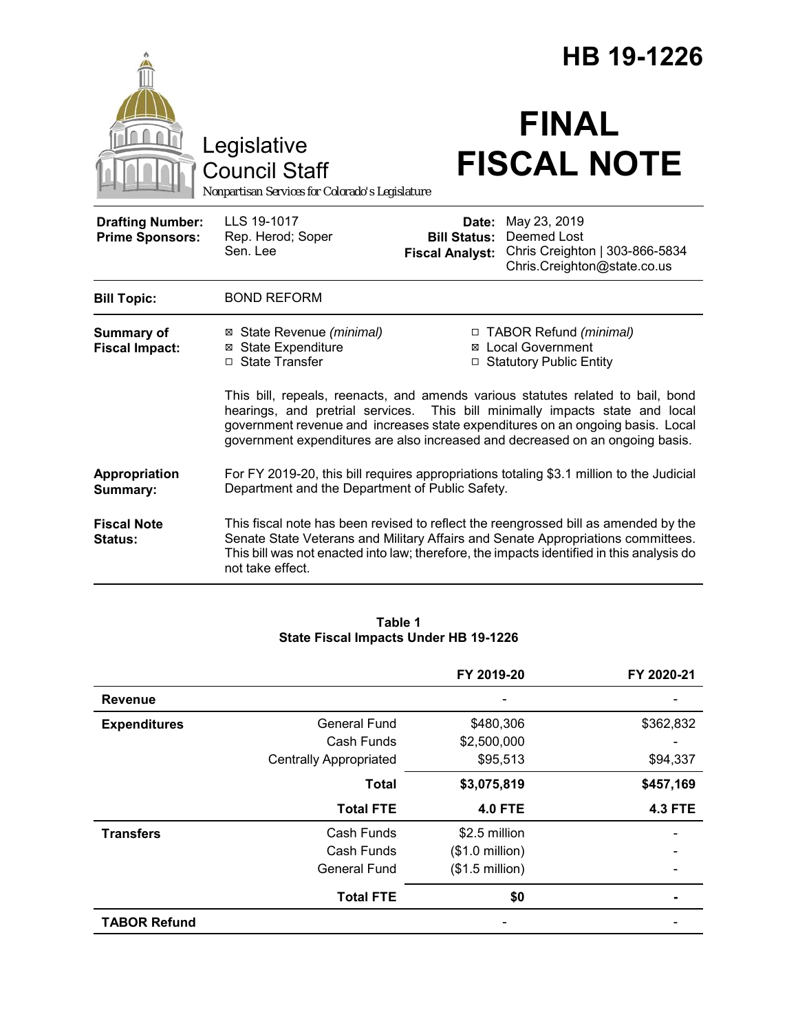# HB 19-1226

Legislative Council Staff
*Nonpartisan Services for Colorado's Legislature*

# FINAL FISCAL NOTE

| | | | |
|---|---|---|---|
| **Drafting Number:** | LLS 19-1017 | **Date:** | May 23, 2019 |
| **Prime Sponsors:** | Rep. Herod; Soper<br>Sen. Lee | **Bill Status:** | Deemed Lost |
| | | **Fiscal Analyst:** | Chris Creighton \| 303-866-5834<br>Chris.Creighton@state.co.us |

**Bill Topic:** BOND REFORM

**Summary of Fiscal Impact:**

- ☒ State Revenue *(minimal)*
- ☒ State Expenditure
- ☐ State Transfer
- ☐ TABOR Refund *(minimal)*
- ☒ Local Government
- ☐ Statutory Public Entity

This bill, repeals, reenacts, and amends various statutes related to bail, bond hearings, and pretrial services. This bill minimally impacts state and local government revenue and increases state expenditures on an ongoing basis. Local government expenditures are also increased and decreased on an ongoing basis.

**Appropriation Summary:** For FY 2019-20, this bill requires appropriations totaling $3.1 million to the Judicial Department and the Department of Public Safety.

**Fiscal Note Status:** This fiscal note has been revised to reflect the reengrossed bill as amended by the Senate State Veterans and Military Affairs and Senate Appropriations committees. This bill was not enacted into law; therefore, the impacts identified in this analysis do not take effect.

**Table 1**
**State Fiscal Impacts Under HB 19-1226**

| | | FY 2019-20 | FY 2020-21 |
|---|---|---|---|
| **Revenue** | | - | - |
| **Expenditures** | General Fund | $480,306 | $362,832 |
| | Cash Funds | $2,500,000 | - |
| | Centrally Appropriated | $95,513 | $94,337 |
| | **Total** | **$3,075,819** | **$457,169** |
| | **Total FTE** | **4.0 FTE** | **4.3 FTE** |
| **Transfers** | Cash Funds | $2.5 million | - |
| | Cash Funds | ($1.0 million) | - |
| | General Fund | ($1.5 million) | - |
| | **Total FTE** | **$0** | **-** |
| **TABOR Refund** | | - | - |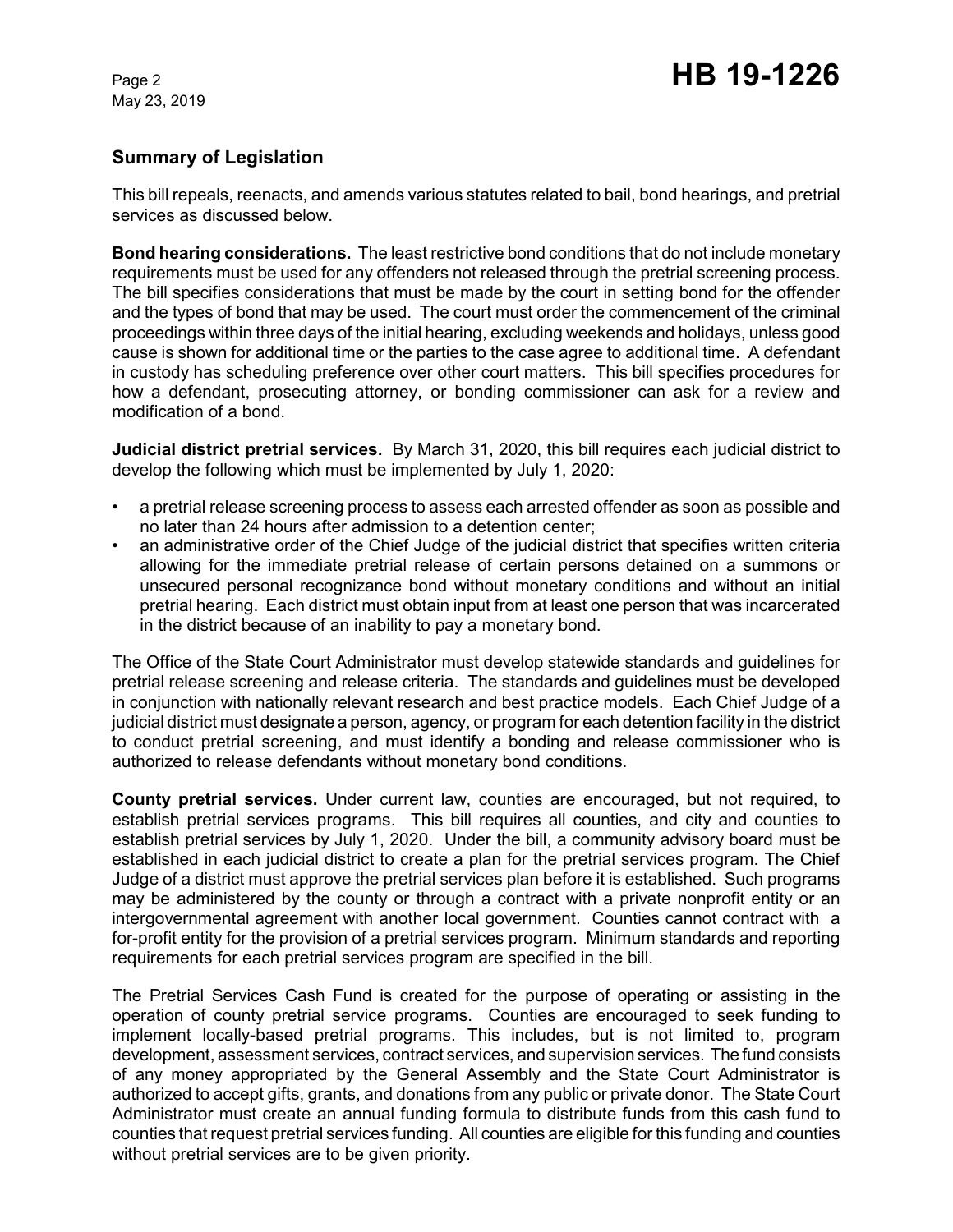## Summary of Legislation

This bill repeals, reenacts, and amends various statutes related to bail, bond hearings, and pretrial services as discussed below.

**Bond hearing considerations.** The least restrictive bond conditions that do not include monetary requirements must be used for any offenders not released through the pretrial screening process. The bill specifies considerations that must be made by the court in setting bond for the offender and the types of bond that may be used. The court must order the commencement of the criminal proceedings within three days of the initial hearing, excluding weekends and holidays, unless good cause is shown for additional time or the parties to the case agree to additional time. A defendant in custody has scheduling preference over other court matters. This bill specifies procedures for how a defendant, prosecuting attorney, or bonding commissioner can ask for a review and modification of a bond.

**Judicial district pretrial services.** By March 31, 2020, this bill requires each judicial district to develop the following which must be implemented by July 1, 2020:

- a pretrial release screening process to assess each arrested offender as soon as possible and no later than 24 hours after admission to a detention center;
- an administrative order of the Chief Judge of the judicial district that specifies written criteria allowing for the immediate pretrial release of certain persons detained on a summons or unsecured personal recognizance bond without monetary conditions and without an initial pretrial hearing. Each district must obtain input from at least one person that was incarcerated in the district because of an inability to pay a monetary bond.

The Office of the State Court Administrator must develop statewide standards and guidelines for pretrial release screening and release criteria. The standards and guidelines must be developed in conjunction with nationally relevant research and best practice models. Each Chief Judge of a judicial district must designate a person, agency, or program for each detention facility in the district to conduct pretrial screening, and must identify a bonding and release commissioner who is authorized to release defendants without monetary bond conditions.

**County pretrial services.** Under current law, counties are encouraged, but not required, to establish pretrial services programs. This bill requires all counties, and city and counties to establish pretrial services by July 1, 2020. Under the bill, a community advisory board must be established in each judicial district to create a plan for the pretrial services program. The Chief Judge of a district must approve the pretrial services plan before it is established. Such programs may be administered by the county or through a contract with a private nonprofit entity or an intergovernmental agreement with another local government. Counties cannot contract with a for-profit entity for the provision of a pretrial services program. Minimum standards and reporting requirements for each pretrial services program are specified in the bill.

The Pretrial Services Cash Fund is created for the purpose of operating or assisting in the operation of county pretrial service programs. Counties are encouraged to seek funding to implement locally-based pretrial programs. This includes, but is not limited to, program development, assessment services, contract services, and supervision services. The fund consists of any money appropriated by the General Assembly and the State Court Administrator is authorized to accept gifts, grants, and donations from any public or private donor. The State Court Administrator must create an annual funding formula to distribute funds from this cash fund to counties that request pretrial services funding. All counties are eligible for this funding and counties without pretrial services are to be given priority.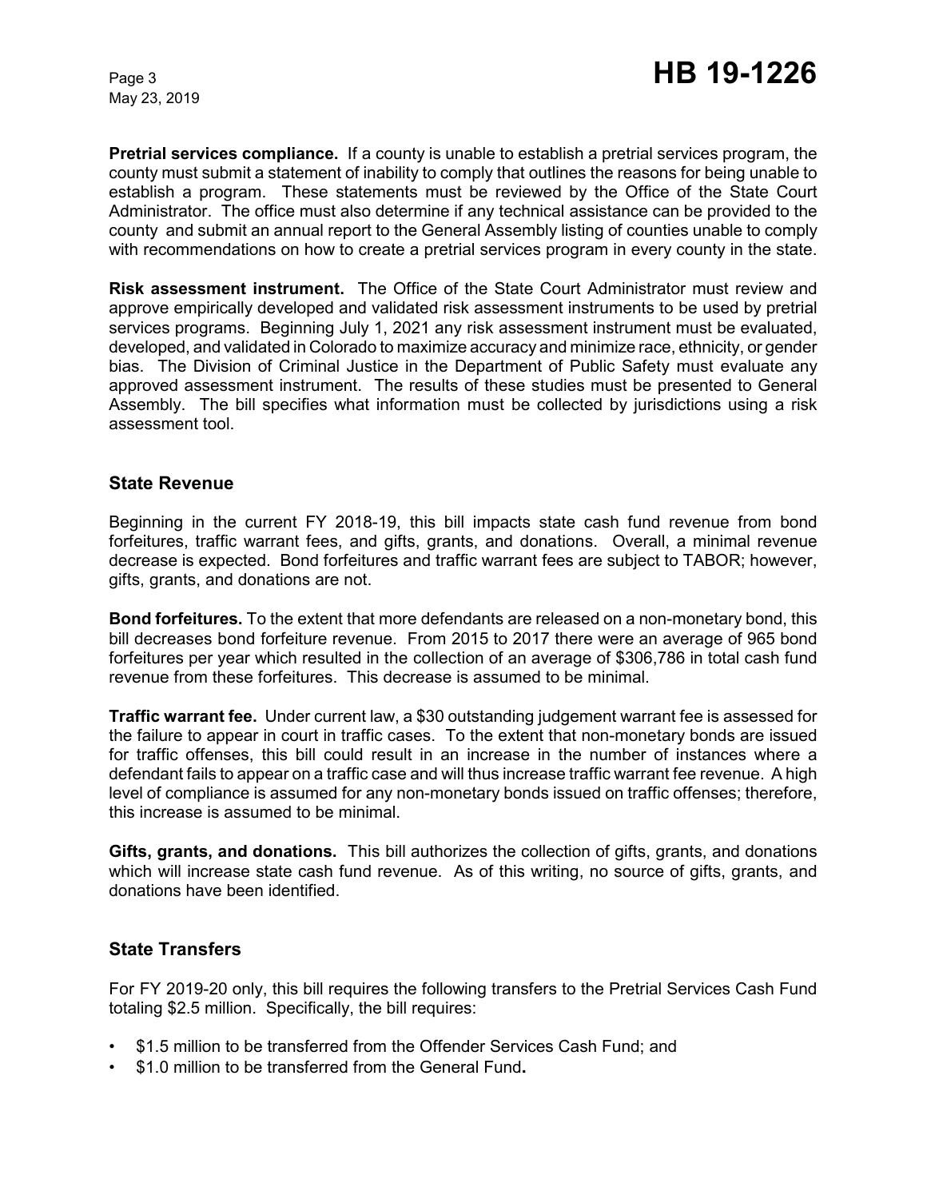**Pretrial services compliance.** If a county is unable to establish a pretrial services program, the county must submit a statement of inability to comply that outlines the reasons for being unable to establish a program. These statements must be reviewed by the Office of the State Court Administrator. The office must also determine if any technical assistance can be provided to the county and submit an annual report to the General Assembly listing of counties unable to comply with recommendations on how to create a pretrial services program in every county in the state.

**Risk assessment instrument.** The Office of the State Court Administrator must review and approve empirically developed and validated risk assessment instruments to be used by pretrial services programs. Beginning July 1, 2021 any risk assessment instrument must be evaluated, developed, and validated in Colorado to maximize accuracy and minimize race, ethnicity, or gender bias. The Division of Criminal Justice in the Department of Public Safety must evaluate any approved assessment instrument. The results of these studies must be presented to General Assembly. The bill specifies what information must be collected by jurisdictions using a risk assessment tool.

## State Revenue

Beginning in the current FY 2018-19, this bill impacts state cash fund revenue from bond forfeitures, traffic warrant fees, and gifts, grants, and donations. Overall, a minimal revenue decrease is expected. Bond forfeitures and traffic warrant fees are subject to TABOR; however, gifts, grants, and donations are not.

**Bond forfeitures.** To the extent that more defendants are released on a non-monetary bond, this bill decreases bond forfeiture revenue. From 2015 to 2017 there were an average of 965 bond forfeitures per year which resulted in the collection of an average of $306,786 in total cash fund revenue from these forfeitures. This decrease is assumed to be minimal.

**Traffic warrant fee.** Under current law, a $30 outstanding judgement warrant fee is assessed for the failure to appear in court in traffic cases. To the extent that non-monetary bonds are issued for traffic offenses, this bill could result in an increase in the number of instances where a defendant fails to appear on a traffic case and will thus increase traffic warrant fee revenue. A high level of compliance is assumed for any non-monetary bonds issued on traffic offenses; therefore, this increase is assumed to be minimal.

**Gifts, grants, and donations.** This bill authorizes the collection of gifts, grants, and donations which will increase state cash fund revenue. As of this writing, no source of gifts, grants, and donations have been identified.

## State Transfers

For FY 2019-20 only, this bill requires the following transfers to the Pretrial Services Cash Fund totaling $2.5 million. Specifically, the bill requires:

- $1.5 million to be transferred from the Offender Services Cash Fund; and
- $1.0 million to be transferred from the General Fund.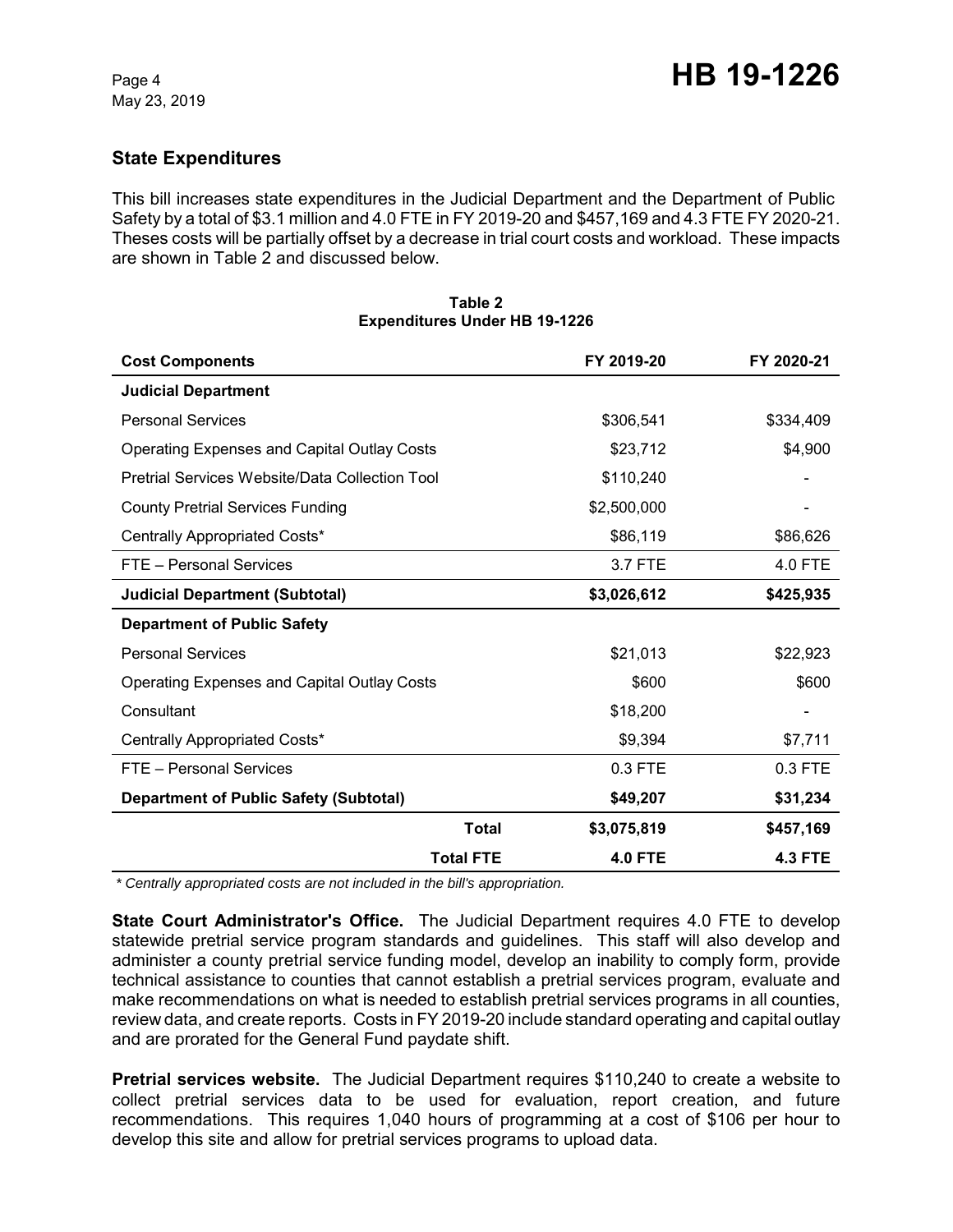## State Expenditures

This bill increases state expenditures in the Judicial Department and the Department of Public Safety by a total of $3.1 million and 4.0 FTE in FY 2019-20 and $457,169 and 4.3 FTE FY 2020-21. Theses costs will be partially offset by a decrease in trial court costs and workload. These impacts are shown in Table 2 and discussed below.

**Table 2**
**Expenditures Under HB 19-1226**

| Cost Components | FY 2019-20 | FY 2020-21 |
|---|---|---|
| **Judicial Department** | | |
| Personal Services | $306,541 | $334,409 |
| Operating Expenses and Capital Outlay Costs | $23,712 | $4,900 |
| Pretrial Services Website/Data Collection Tool | $110,240 | - |
| County Pretrial Services Funding | $2,500,000 | - |
| Centrally Appropriated Costs* | $86,119 | $86,626 |
| FTE – Personal Services | 3.7 FTE | 4.0 FTE |
| **Judicial Department (Subtotal)** | **$3,026,612** | **$425,935** |
| **Department of Public Safety** | | |
| Personal Services | $21,013 | $22,923 |
| Operating Expenses and Capital Outlay Costs | $600 | $600 |
| Consultant | $18,200 | - |
| Centrally Appropriated Costs* | $9,394 | $7,711 |
| FTE – Personal Services | 0.3 FTE | 0.3 FTE |
| **Department of Public Safety (Subtotal)** | **$49,207** | **$31,234** |
| **Total** | **$3,075,819** | **$457,169** |
| **Total FTE** | **4.0 FTE** | **4.3 FTE** |

*\* Centrally appropriated costs are not included in the bill's appropriation.*

**State Court Administrator's Office.** The Judicial Department requires 4.0 FTE to develop statewide pretrial service program standards and guidelines. This staff will also develop and administer a county pretrial service funding model, develop an inability to comply form, provide technical assistance to counties that cannot establish a pretrial services program, evaluate and make recommendations on what is needed to establish pretrial services programs in all counties, review data, and create reports. Costs in FY 2019-20 include standard operating and capital outlay and are prorated for the General Fund paydate shift.

**Pretrial services website.** The Judicial Department requires $110,240 to create a website to collect pretrial services data to be used for evaluation, report creation, and future recommendations. This requires 1,040 hours of programming at a cost of $106 per hour to develop this site and allow for pretrial services programs to upload data.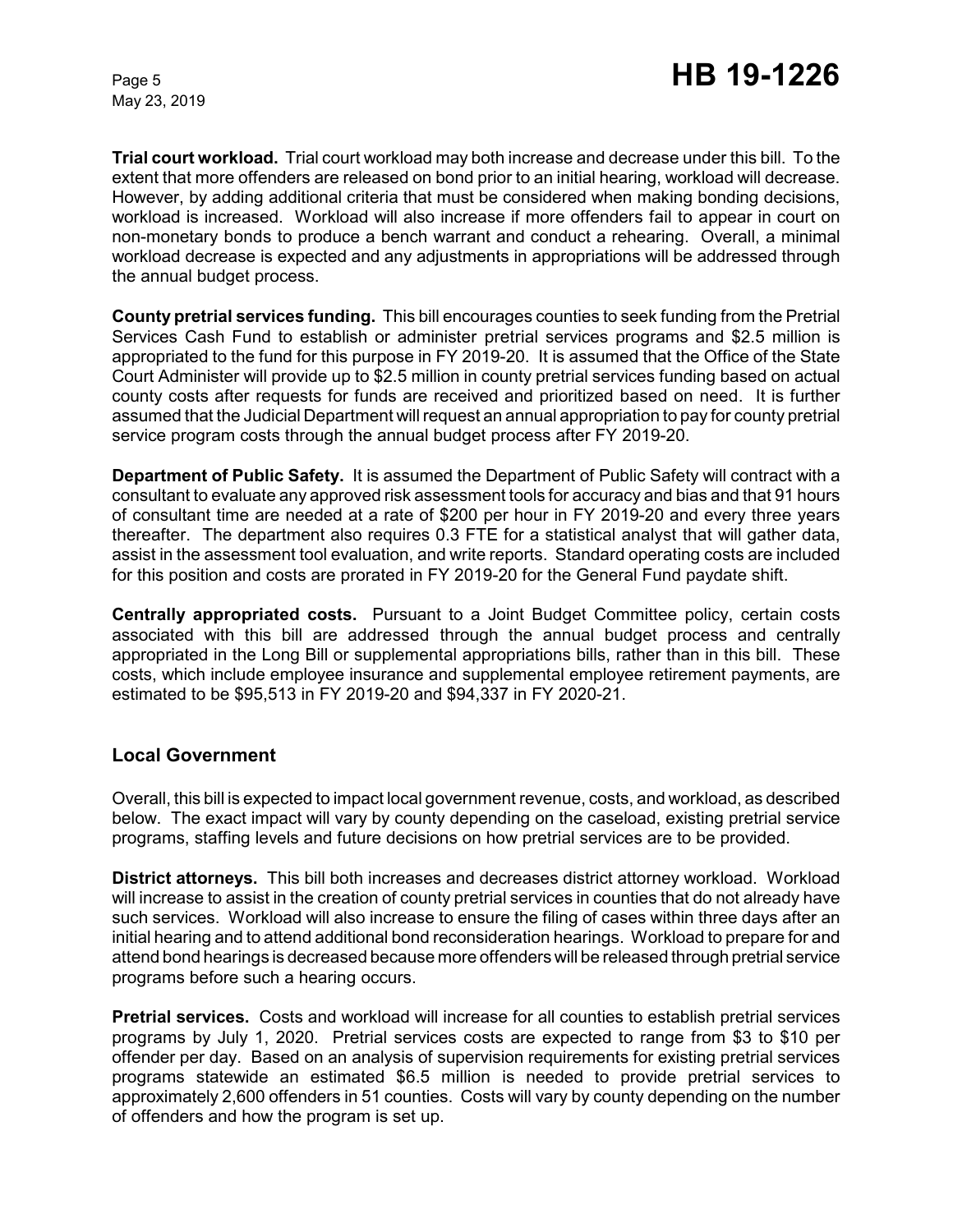**Trial court workload.** Trial court workload may both increase and decrease under this bill. To the extent that more offenders are released on bond prior to an initial hearing, workload will decrease. However, by adding additional criteria that must be considered when making bonding decisions, workload is increased. Workload will also increase if more offenders fail to appear in court on non-monetary bonds to produce a bench warrant and conduct a rehearing. Overall, a minimal workload decrease is expected and any adjustments in appropriations will be addressed through the annual budget process.

**County pretrial services funding.** This bill encourages counties to seek funding from the Pretrial Services Cash Fund to establish or administer pretrial services programs and $2.5 million is appropriated to the fund for this purpose in FY 2019-20. It is assumed that the Office of the State Court Administer will provide up to $2.5 million in county pretrial services funding based on actual county costs after requests for funds are received and prioritized based on need. It is further assumed that the Judicial Department will request an annual appropriation to pay for county pretrial service program costs through the annual budget process after FY 2019-20.

**Department of Public Safety.** It is assumed the Department of Public Safety will contract with a consultant to evaluate any approved risk assessment tools for accuracy and bias and that 91 hours of consultant time are needed at a rate of $200 per hour in FY 2019-20 and every three years thereafter. The department also requires 0.3 FTE for a statistical analyst that will gather data, assist in the assessment tool evaluation, and write reports. Standard operating costs are included for this position and costs are prorated in FY 2019-20 for the General Fund paydate shift.

**Centrally appropriated costs.** Pursuant to a Joint Budget Committee policy, certain costs associated with this bill are addressed through the annual budget process and centrally appropriated in the Long Bill or supplemental appropriations bills, rather than in this bill. These costs, which include employee insurance and supplemental employee retirement payments, are estimated to be $95,513 in FY 2019-20 and $94,337 in FY 2020-21.

## Local Government

Overall, this bill is expected to impact local government revenue, costs, and workload, as described below. The exact impact will vary by county depending on the caseload, existing pretrial service programs, staffing levels and future decisions on how pretrial services are to be provided.

**District attorneys.** This bill both increases and decreases district attorney workload. Workload will increase to assist in the creation of county pretrial services in counties that do not already have such services. Workload will also increase to ensure the filing of cases within three days after an initial hearing and to attend additional bond reconsideration hearings. Workload to prepare for and attend bond hearings is decreased because more offenders will be released through pretrial service programs before such a hearing occurs.

**Pretrial services.** Costs and workload will increase for all counties to establish pretrial services programs by July 1, 2020. Pretrial services costs are expected to range from $3 to $10 per offender per day. Based on an analysis of supervision requirements for existing pretrial services programs statewide an estimated $6.5 million is needed to provide pretrial services to approximately 2,600 offenders in 51 counties. Costs will vary by county depending on the number of offenders and how the program is set up.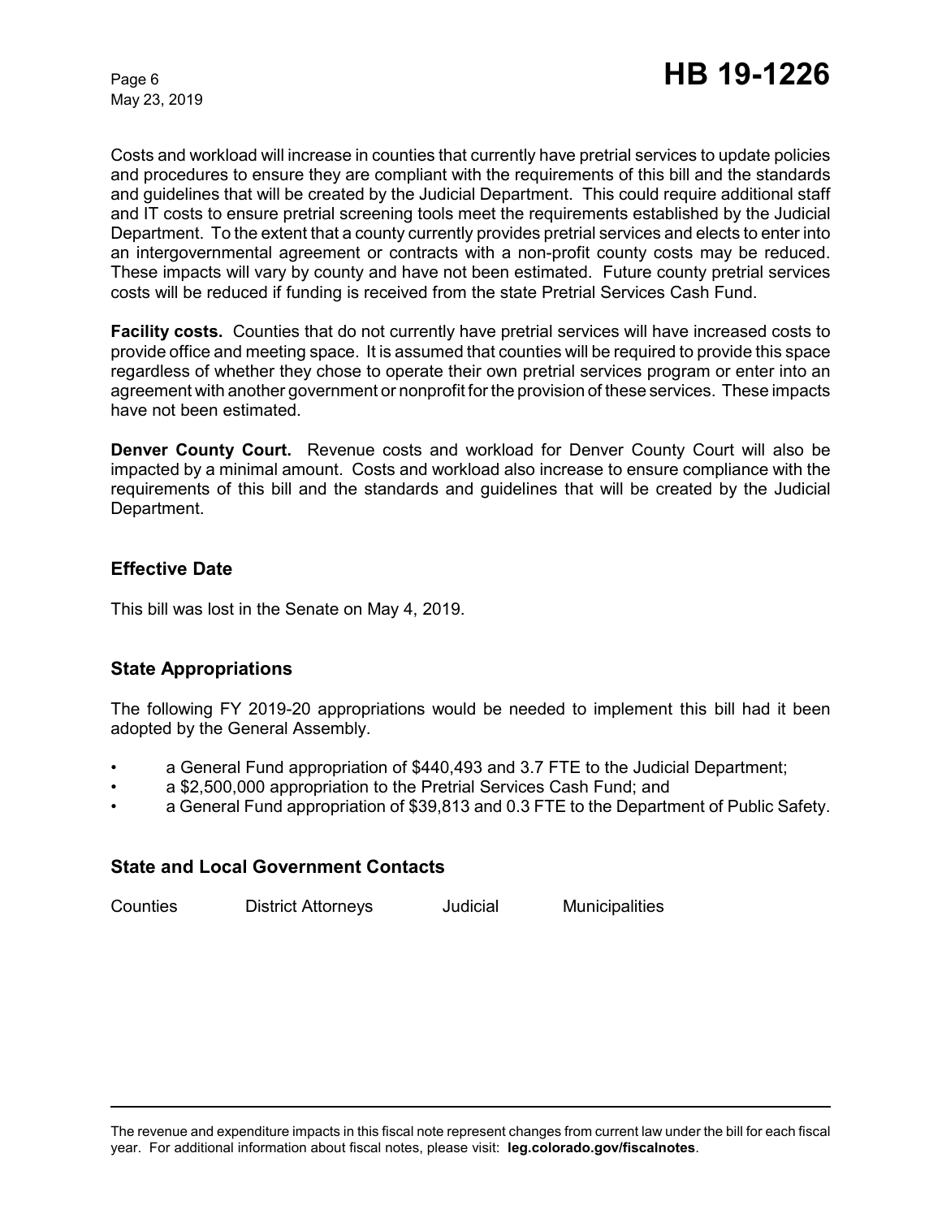Costs and workload will increase in counties that currently have pretrial services to update policies and procedures to ensure they are compliant with the requirements of this bill and the standards and guidelines that will be created by the Judicial Department. This could require additional staff and IT costs to ensure pretrial screening tools meet the requirements established by the Judicial Department. To the extent that a county currently provides pretrial services and elects to enter into an intergovernmental agreement or contracts with a non-profit county costs may be reduced. These impacts will vary by county and have not been estimated. Future county pretrial services costs will be reduced if funding is received from the state Pretrial Services Cash Fund.

**Facility costs.** Counties that do not currently have pretrial services will have increased costs to provide office and meeting space. It is assumed that counties will be required to provide this space regardless of whether they chose to operate their own pretrial services program or enter into an agreement with another government or nonprofit for the provision of these services. These impacts have not been estimated.

**Denver County Court.** Revenue costs and workload for Denver County Court will also be impacted by a minimal amount. Costs and workload also increase to ensure compliance with the requirements of this bill and the standards and guidelines that will be created by the Judicial Department.

## Effective Date

This bill was lost in the Senate on May 4, 2019.

## State Appropriations

The following FY 2019-20 appropriations would be needed to implement this bill had it been adopted by the General Assembly.

- a General Fund appropriation of $440,493 and 3.7 FTE to the Judicial Department;
- a $2,500,000 appropriation to the Pretrial Services Cash Fund; and
- a General Fund appropriation of $39,813 and 0.3 FTE to the Department of Public Safety.

## State and Local Government Contacts

Counties District Attorneys Judicial Municipalities

The revenue and expenditure impacts in this fiscal note represent changes from current law under the bill for each fiscal year. For additional information about fiscal notes, please visit: **leg.colorado.gov/fiscalnotes**.